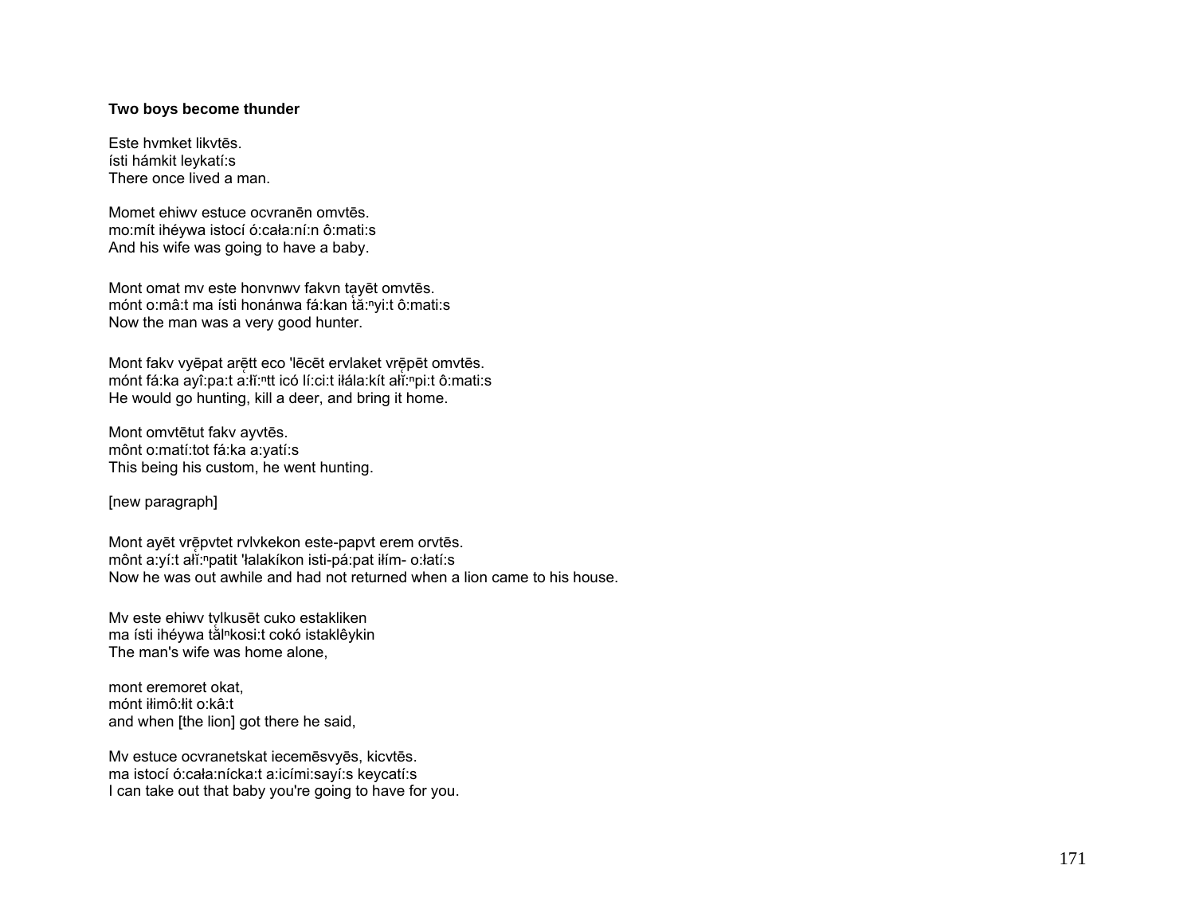**Two boys become thunder**

Este hvmket likvtēs.
ísti hámkit leykatí:s
There once lived a man.

Momet ehiwv estuce ocvranēn omvtēs.
mo:mít ihéywa istocí ó:cała:ní:n ô:mati:s
And his wife was going to have a baby.

Mont omat mv este honvnwv fakvn ta̜yēt omvtēs.
mónt o:mâ:t ma ísti honánwa fá:kan tă:ⁿyi:t ô:mati:s
Now the man was a very good hunter.

Mont fakv vyēpat arē̜tt eco 'lēcēt ervlaket vrē̜pēt omvtēs.
mónt fá:ka ayî:pa:t a:łĭ:ⁿtt icó lí:ci:t iłála:kít ałĭ:ⁿpi:t ô:mati:s
He would go hunting, kill a deer, and bring it home.

Mont omvtētut fakv ayvtēs.
mônt o:matí:tot fá:ka a:yatí:s
This being his custom, he went hunting.

[new paragraph]

Mont ayēt vrē̜pvtet rvlvkekon este-papvt erem orvtēs.
mônt a:yí:t ałĭ:ⁿpatit 'łalakíkon isti-pá:pat iłím- o:łatí:s
Now he was out awhile and had not returned when a lion came to his house.

Mv este ehiwv tv̜lkusēt cuko estakliken
ma ísti ihéywa tă̜lⁿkosi:t cokó istaklêykin
The man's wife was home alone,

mont eremoret okat,
mónt iłimô:łit o:kâ:t
and when [the lion] got there he said,

Mv estuce ocvranetskat iecemēsvyēs, kicvtēs.
ma istocí ó:cała:nícka:t a:icími:sayí:s keycatí:s
I can take out that baby you're going to have for you.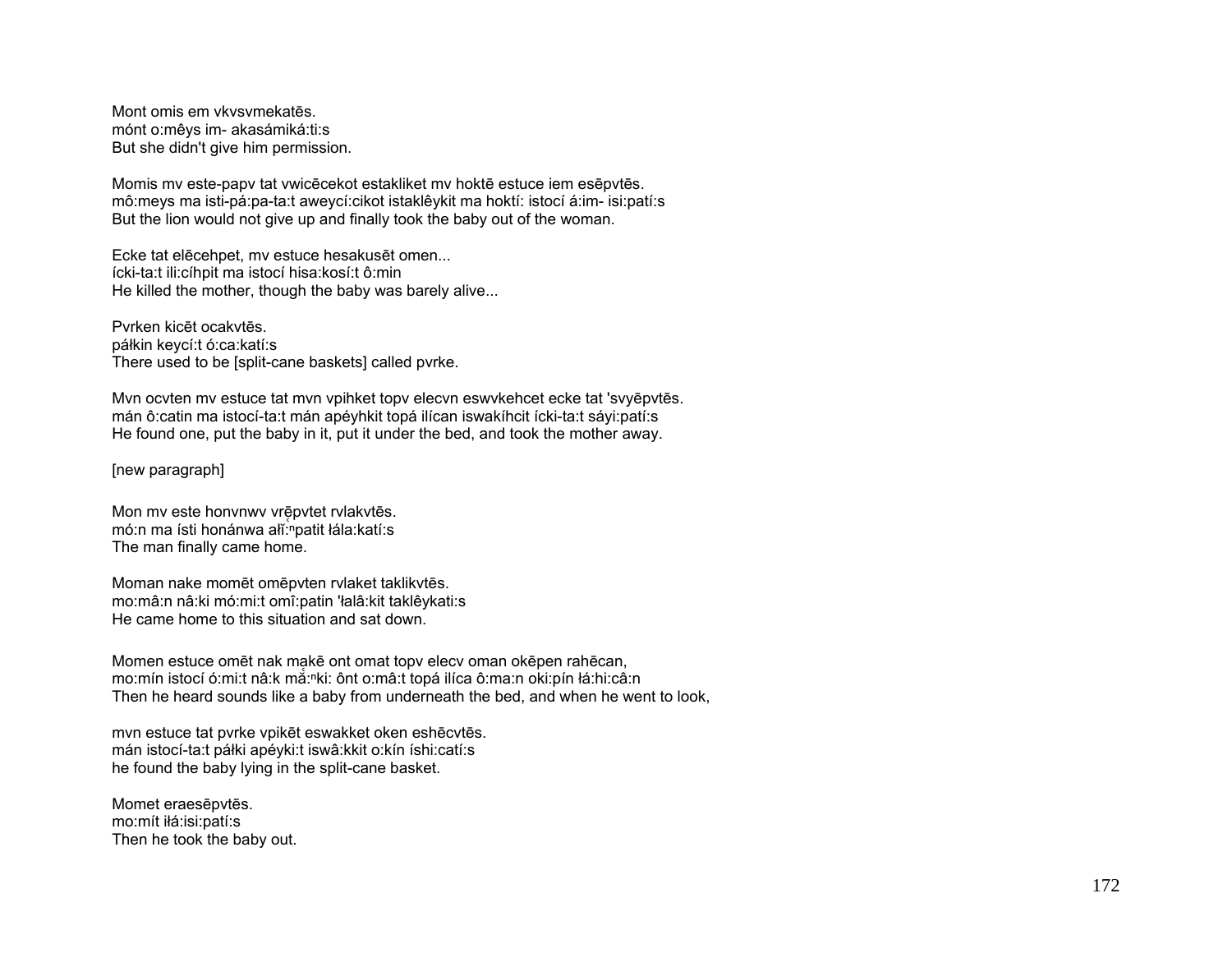Mont omis em vkvsvmekatēs.
mónt o:mêys im- akasámiká:ti:s
But she didn't give him permission.

Momis mv este-papv tat vwicēcekot estakliket mv hoktē estuce iem esēpvtēs.
mô:meys ma isti-pá:pa-ta:t aweycí:cikot istaklêykit ma hoktí: istocí á:im- isi:patí:s
But the lion would not give up and finally took the baby out of the woman.

Ecke tat elēcehpet, mv estuce hesakusēt omen...
ícki-ta:t ili:cíhpit ma istocí hisa:kosí:t ô:min
He killed the mother, though the baby was barely alive...

Pvrken kicēt ocakvtēs.
páłkin keycí:t ó:ca:katí:s
There used to be [split-cane baskets] called pvrke.

Mvn ocvten mv estuce tat mvn vpihket topv elecvn eswvkehcet ecke tat 'svyēpvtēs.
mán ô:catin ma istocí-ta:t mán apéyhkit topá ilícan iswakíhcit ícki-ta:t sáyi:patí:s
He found one, put the baby in it, put it under the bed, and took the mother away.

[new paragraph]

Mon mv este honvnwv vrēpvtet rvlakvtēs.
mó:n ma ísti honánwa ałǐ:ⁿpatit łála:katí:s
The man finally came home.

Moman nake momēt omēpvten rvlaket taklikvtēs.
mo:mâ:n nâ:ki mó:mi:t omî:patin 'łalâ:kit taklêykati:s
He came home to this situation and sat down.

Momen estuce omēt nak mąkē ont omat topv elecv oman okēpen rahēcan,
mo:mín istocí ó:mi:t nâ:k mą̂:ⁿki: ônt o:mâ:t topá ilíca ô:ma:n oki:pín łá:hi:câ:n
Then he heard sounds like a baby from underneath the bed, and when he went to look,

mvn estuce tat pvrke vpikēt eswakket oken eshēcvtēs.
mán istocí-ta:t páłki apéyki:t iswâ:kkit o:kín íshi:catí:s
he found the baby lying in the split-cane basket.

Momet eraesēpvtēs.
mo:mít iłá:isi:patí:s
Then he took the baby out.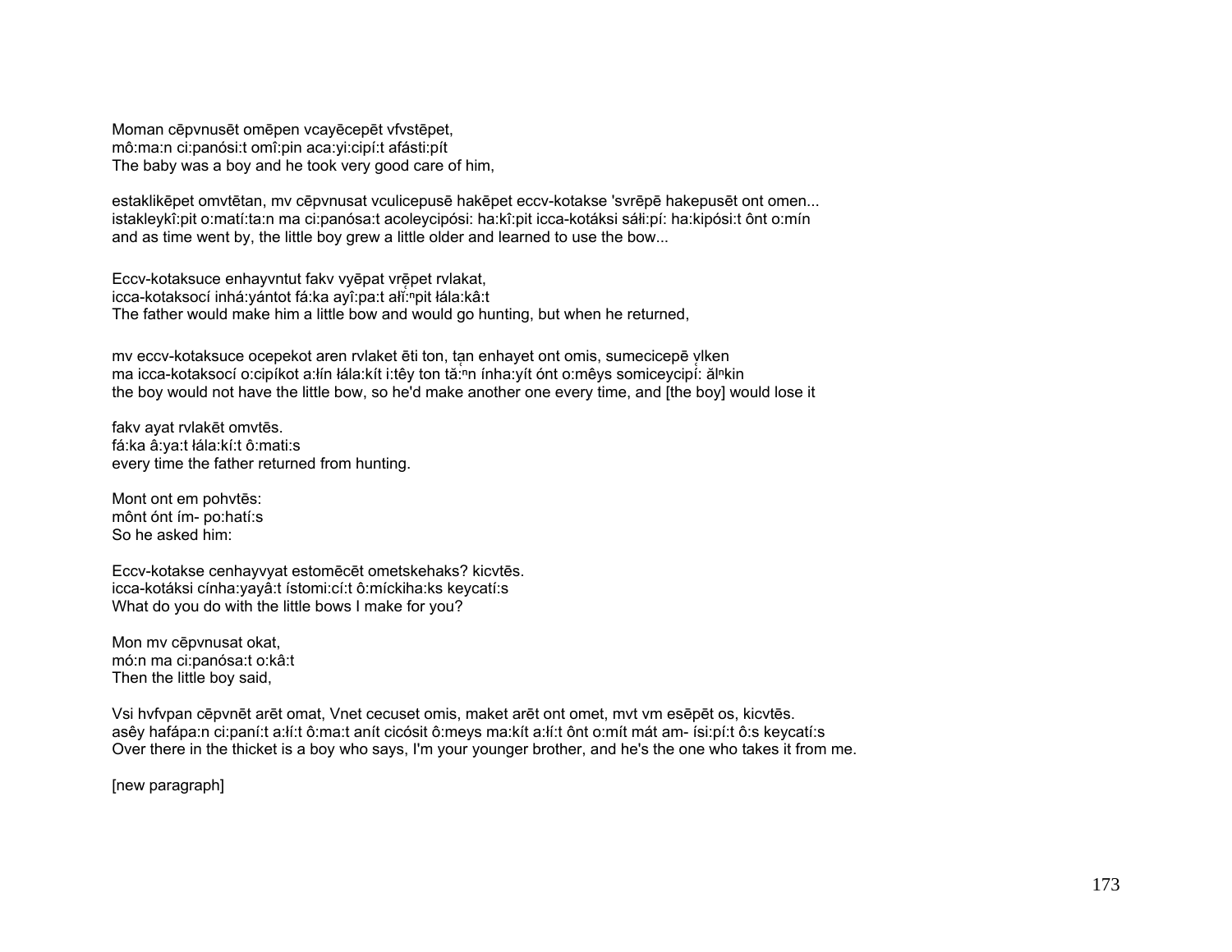Moman cēpvnusēt omēpen vcayēcepēt vfvstēpet,
mô:ma:n ci:panósi:t omî:pin aca:yi:cipí:t afásti:pít
The baby was a boy and he took very good care of him,

estaklikēpet omvtētan, mv cēpvnusat vculicepusē hakēpet eccv-kotakse 'svrēpē hakepusēt ont omen...
istakleykî:pit o:matí:ta:n ma ci:panósa:t acoleycipósi: ha:kî:pit icca-kotáksi sáłi:pí: ha:kipósi:t ônt o:mín
and as time went by, the little boy grew a little older and learned to use the bow...

Eccv-kotaksuce enhayvntut fakv vyēpat vrēpet rvlakat,
icca-kotaksocí inhá:yántot fá:ka ayî:pa:t ałĭ:ⁿpit łála:kâ:t
The father would make him a little bow and would go hunting, but when he returned,

mv eccv-kotaksuce ocepekot aren rvlaket ēti ton, tạn enhayet ont omis, sumecicepē ṿlken
ma icca-kotaksocí o:cipíkot a:łín łála:kít i:têy ton tă:ⁿn ínha:yít ónt o:mêys somiceycipí: ălⁿkin
the boy would not have the little bow, so he'd make another one every time, and [the boy] would lose it

fakv ayat rvlakēt omvtēs.
fá:ka â:ya:t łála:kí:t ô:mati:s
every time the father returned from hunting.

Mont ont em pohvtēs:
mônt ónt ím- po:hatí:s
So he asked him:

Eccv-kotakse cenhayvyat estomēcēt ometskehaks? kicvtēs.
icca-kotáksi cínha:yayâ:t ístomi:cí:t ô:míckiha:ks keycatí:s
What do you do with the little bows I make for you?

Mon mv cēpvnusat okat,
mó:n ma ci:panósa:t o:kâ:t
Then the little boy said,

Vsi hvfvpan cēpvnēt arēt omat, Vnet cecuset omis, maket arēt ont omet, mvt vm esēpēt os, kicvtēs.
asêy hafápa:n ci:paní:t a:łí:t ô:ma:t anít cicósit ô:meys ma:kít a:łí:t ônt o:mít mát am- ísi:pí:t ô:s keycatí:s
Over there in the thicket is a boy who says, I'm your younger brother, and he's the one who takes it from me.

[new paragraph]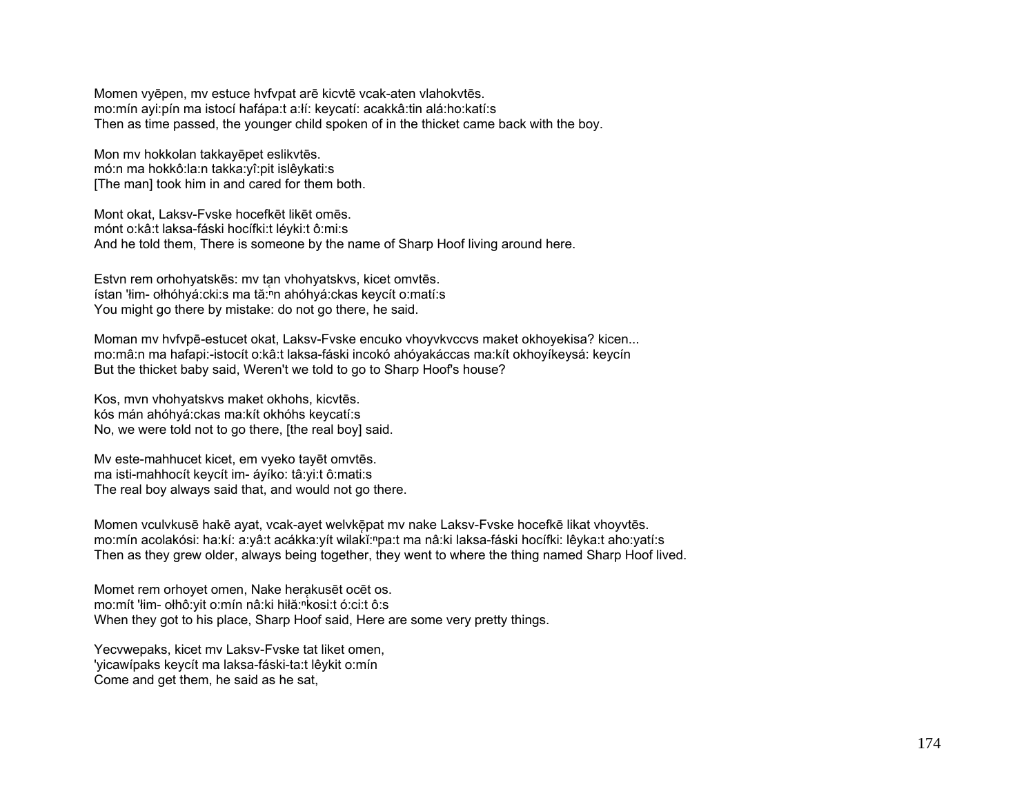Momen vyēpen, mv estuce hvfvpat arē kicvtē vcak-aten vlahokvtēs.
mo:mín ayi:pín ma istocí hafápa:t a:łí: keycatí: acakkâ:tin alá:ho:katí:s
Then as time passed, the younger child spoken of in the thicket came back with the boy.

Mon mv hokkolan takkayēpet eslikvtēs.
mó:n ma hokkô:la:n takka:yî:pit islêykati:s
[The man] took him in and cared for them both.

Mont okat, Laksv-Fvske hocefkēt likēt omēs.
mónt o:kâ:t laksa-fáski hocífki:t léyki:t ô:mi:s
And he told them, There is someone by the name of Sharp Hoof living around here.

Estvn rem orhohyatskēs: mv tan vhohyatskvs, kicet omvtēs.
ístan 'łim- ołhóhyá:cki:s ma tă̜:ⁿn ahóhyá:ckas keycít o:matí:s
You might go there by mistake: do not go there, he said.

Moman mv hvfvpē-estucet okat, Laksv-Fvske encuko vhoyvkvccvs maket okhoyekisa? kicen...
mo:mâ:n ma hafapi:-istocít o:kâ:t laksa-fáski incokó ahóyakáccas ma:kít okhoyíkeysá: keycín
But the thicket baby said, Weren't we told to go to Sharp Hoof's house?

Kos, mvn vhohyatskvs maket okhohs, kicvtēs.
kós mán ahóhyá:ckas ma:kít okhóhs keycatí:s
No, we were told not to go there, [the real boy] said.

Mv este-mahhucet kicet, em vyeko tayēt omvtēs.
ma isti-mahhocít keycít im- áyíko: tâ:yi:t ô:mati:s
The real boy always said that, and would not go there.

Momen vculvkusē hakē ayat, vcak-ayet welvkēpat mv nake Laksv-Fvske hocefkē likat vhoyvtēs.
mo:mín acolakósi: ha:kí: a:yâ:t acákka:yít wilakĭ̜:ⁿpa:t ma nâ:ki laksa-fáski hocífki: lêyka:t aho:yatí:s
Then as they grew older, always being together, they went to where the thing named Sharp Hoof lived.

Momet rem orhoyet omen, Nake herakusēt ocēt os.
mo:mít 'łim- ołhô:yit o:mín nâ:ki hiłă̜:ⁿkosi:t ó:ci:t ô:s
When they got to his place, Sharp Hoof said, Here are some very pretty things.

Yecvwepaks, kicet mv Laksv-Fvske tat liket omen,
'yicawípaks keycít ma laksa-fáski-ta:t lêykit o:mín
Come and get them, he said as he sat,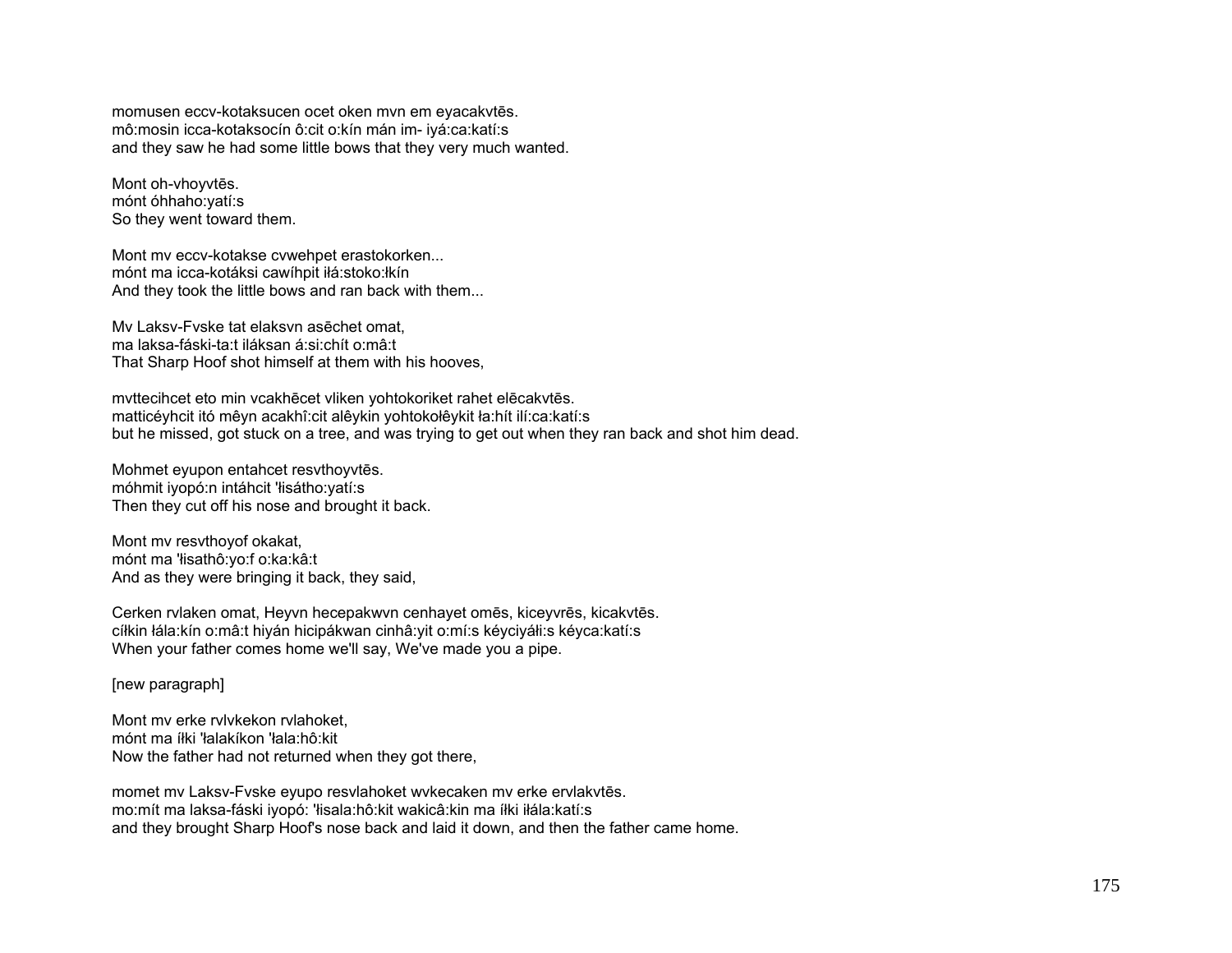momusen eccv-kotaksucen ocet oken mvn em eyacakvtēs.
mô:mosin icca-kotaksocín ô:cit o:kín mán im- iyá:ca:katí:s
and they saw he had some little bows that they very much wanted.

Mont oh-vhoyvtēs.
mónt óhhaho:yatí:s
So they went toward them.

Mont mv eccv-kotakse cvwehpet erastokorken...
mónt ma icca-kotáksi cawíhpit iłá:stoko:łkín
And they took the little bows and ran back with them...

Mv Laksv-Fvske tat elaksvn asēchet omat,
ma laksa-fáski-ta:t iláksan á:si:chít o:mâ:t
That Sharp Hoof shot himself at them with his hooves,

mvttecihcet eto min vcakhēcet vliken yohtokoriket rahet elēcakvtēs.
matticéyhcit itó mêyn acakhî:cit alêykin yohtokołêykit ła:hít ilí:ca:katí:s
but he missed, got stuck on a tree, and was trying to get out when they ran back and shot him dead.

Mohmet eyupon entahcet resvthoyvtēs.
móhmit iyopó:n intáhcit 'łisátho:yatí:s
Then they cut off his nose and brought it back.

Mont mv resvthoyof okakat,
mónt ma 'łisathô:yo:f o:ka:kâ:t
And as they were bringing it back, they said,

Cerken rvlaken omat, Heyvn hecepakwvn cenhayet omēs, kiceyvrēs, kicakvtēs.
cíłkin łála:kín o:mâ:t hiyán hicipákwan cinhâ:yit o:mí:s kéyciyáłi:s kéyca:katí:s
When your father comes home we'll say, We've made you a pipe.

[new paragraph]

Mont mv erke rvlvkekon rvlahoket,
mónt ma íłki 'łalakíkon 'łala:hô:kit
Now the father had not returned when they got there,

momet mv Laksv-Fvske eyupo resvlahoket wvkecaken mv erke ervlakvtēs.
mo:mít ma laksa-fáski iyopó: 'łisala:hô:kit wakicâ:kin ma íłki iłála:katí:s
and they brought Sharp Hoof's nose back and laid it down, and then the father came home.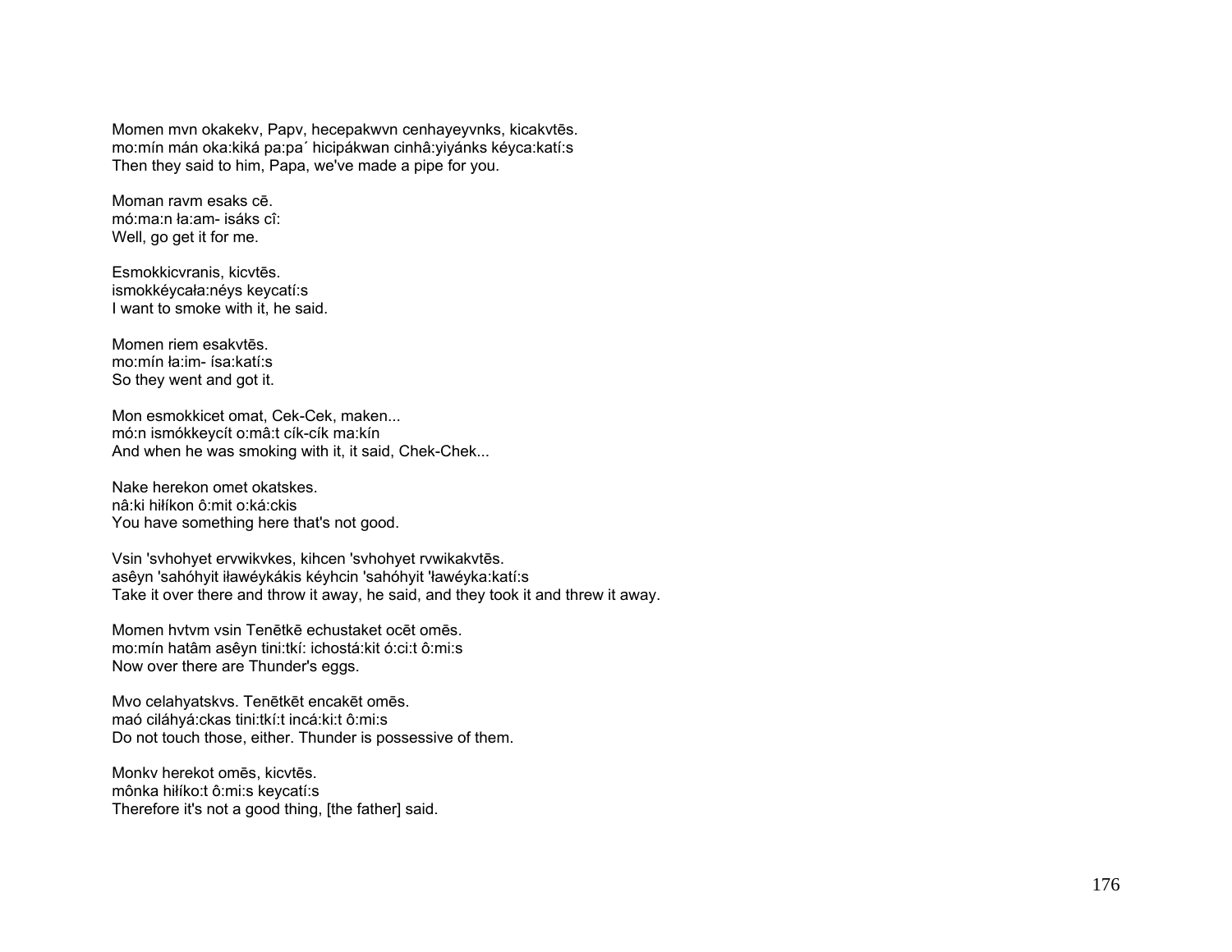Momen mvn okakekv, Papv, hecepakwvn cenhayeyvnks, kicakvtēs.
mo:mín mán oka:kiká pa:pa´ hicipákwan cinhâ:yiyánks kéyca:katí:s
Then they said to him, Papa, we've made a pipe for you.

Moman ravm esaks cē.
mó:ma:n ła:am- isáks cî:
Well, go get it for me.

Esmokkicvranis, kicvtēs.
ismokkéycała:néys keycatí:s
I want to smoke with it, he said.

Momen riem esakvtēs.
mo:mín ła:im- ísa:katí:s
So they went and got it.

Mon esmokkicet omat, Cek-Cek, maken...
mó:n ismókkeycít o:mâ:t cík-cík ma:kín
And when he was smoking with it, it said, Chek-Chek...

Nake herekon omet okatskes.
nâ:ki hiłíkon ô:mit o:ká:ckis
You have something here that's not good.

Vsin 'svhohyet ervwikvkes, kihcen 'svhohyet rvwikakvtēs.
asêyn 'sahóhyit iławéykákis kéyhcin 'sahóhyit 'ławéyka:katí:s
Take it over there and throw it away, he said, and they took it and threw it away.

Momen hvtvm vsin Tenētkē echustaket ocēt omēs.
mo:mín hatâm asêyn tini:tkí: ichostá:kit ó:ci:t ô:mi:s
Now over there are Thunder's eggs.

Mvo celahyatskvs. Tenētkēt encakēt omēs.
maó ciláhyá:ckas tini:tkí:t incá:ki:t ô:mi:s
Do not touch those, either. Thunder is possessive of them.

Monkv herekot omēs, kicvtēs.
mônka hiłíko:t ô:mi:s keycatí:s
Therefore it's not a good thing, [the father] said.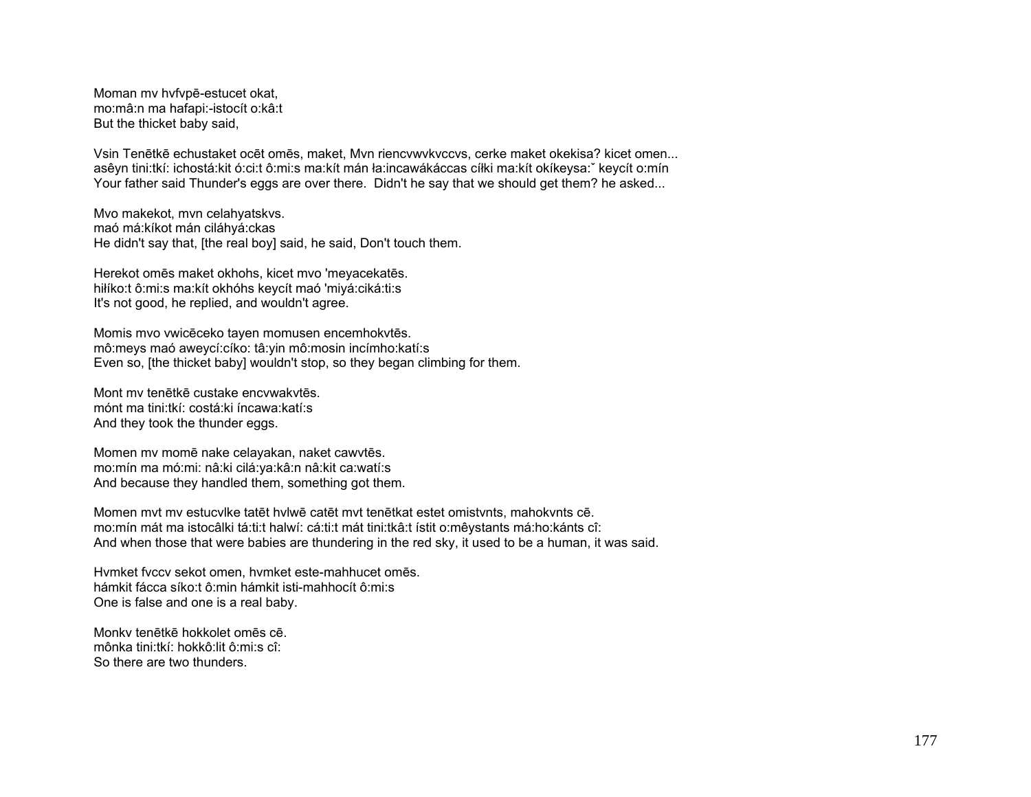Moman mv hvfvpē-estucet okat,
mo:mâ:n ma hafapi:-istocít o:kâ:t
But the thicket baby said,

Vsin Tenētkē echustaket ocēt omēs, maket, Mvn riencvwvkvccvs, cerke maket okekisa? kicet omen...
asêyn tini:tkí: ichostá:kit ó:ci:t ô:mi:s ma:kít mán ła:incawákáccas cíłki ma:kít okíkeysa:ˇ keycít o:mín
Your father said Thunder's eggs are over there. Didn't he say that we should get them? he asked...

Mvo makekot, mvn celahyatskvs.
maó má:kíkot mán ciláhyá:ckas
He didn't say that, [the real boy] said, he said, Don't touch them.

Herekot omēs maket okhohs, kicet mvo 'meyacekatēs.
hiłíko:t ô:mi:s ma:kít okhóhs keycít maó 'miyá:ciká:ti:s
It's not good, he replied, and wouldn't agree.

Momis mvo vwicēceko tayen momusen encemhokvtēs.
mô:meys maó aweycí:cíko: tâ:yin mô:mosin incímho:katí:s
Even so, [the thicket baby] wouldn't stop, so they began climbing for them.

Mont mv tenētkē custake encvwakvtēs.
mónt ma tini:tkí: costá:ki íncawa:katí:s
And they took the thunder eggs.

Momen mv momē nake celayakan, naket cawvtēs.
mo:mín ma mó:mi: nâ:ki cilá:ya:kâ:n nâ:kit ca:watí:s
And because they handled them, something got them.

Momen mvt mv estucvlke tatēt hvlwē catēt mvt tenētkat estet omistvnts, mahokvnts cē.
mo:mín mát ma istocâlki tá:ti:t halwí: cá:ti:t mát tini:tkâ:t ístit o:mêystants má:ho:kánts cî:
And when those that were babies are thundering in the red sky, it used to be a human, it was said.

Hvmket fvccv sekot omen, hvmket este-mahhucet omēs.
hámkit fácca síko:t ô:min hámkit isti-mahhocít ô:mi:s
One is false and one is a real baby.

Monkv tenētkē hokkolet omēs cē.
mônka tini:tkí: hokkô:lit ô:mi:s cî:
So there are two thunders.